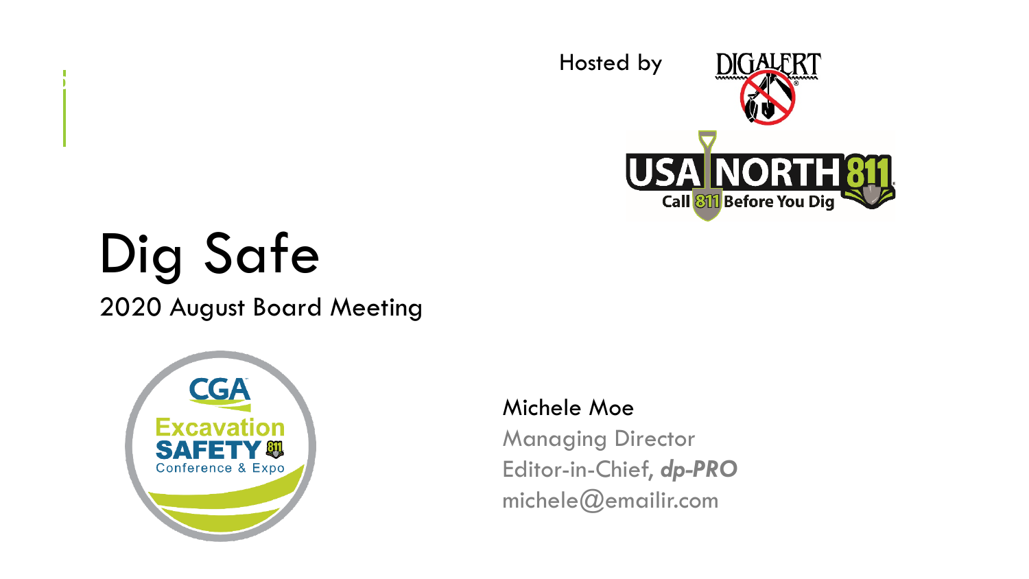Hosted by

DIGALERT

USA NORTH 811
Call 811 Before You Dig

# Dig Safe

## 2020 August Board Meeting

CGA Excavation SAFETY Conference & Expo

Michele Moe
Managing Director
Editor-in-Chief, ***dp-PRO***
michele@emailir.com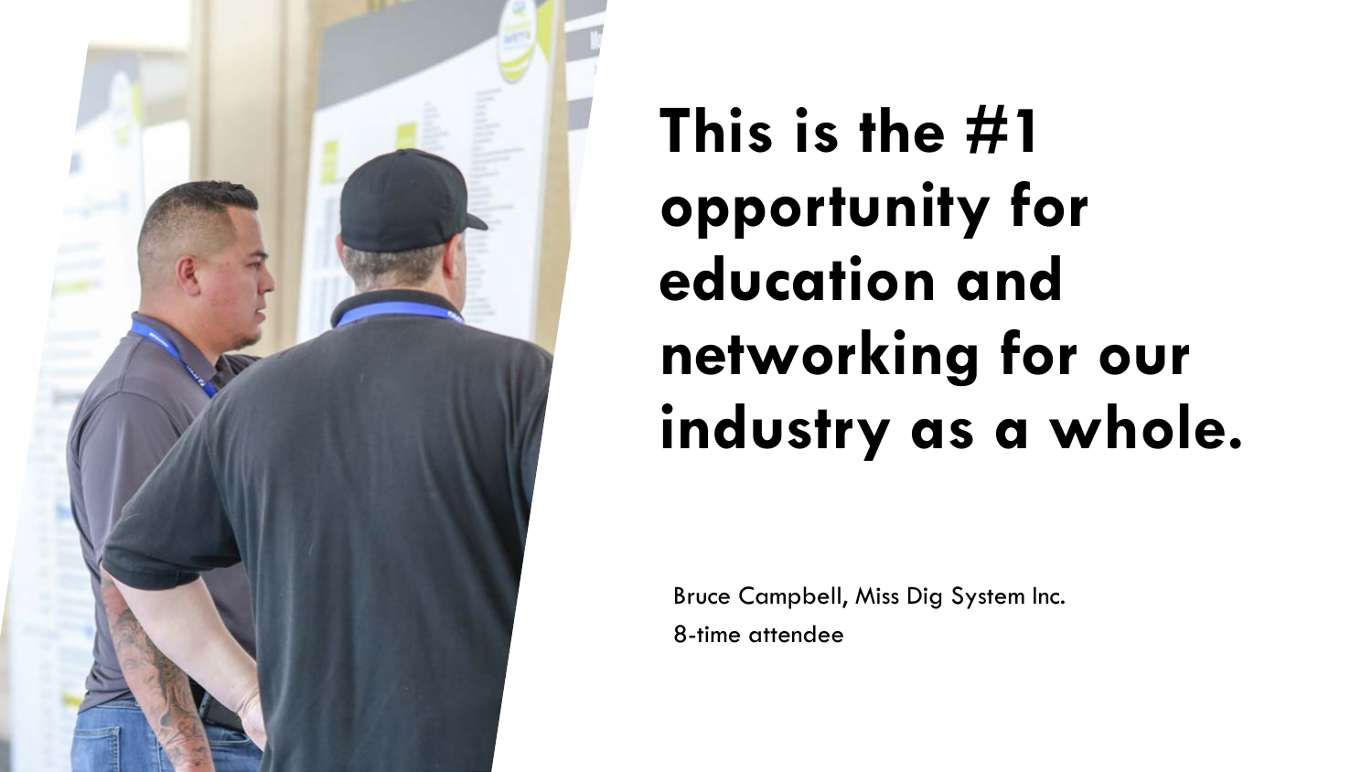# This is the #1 opportunity for education and networking for our industry as a whole.

Bruce Campbell, Miss Dig System Inc.
8-time attendee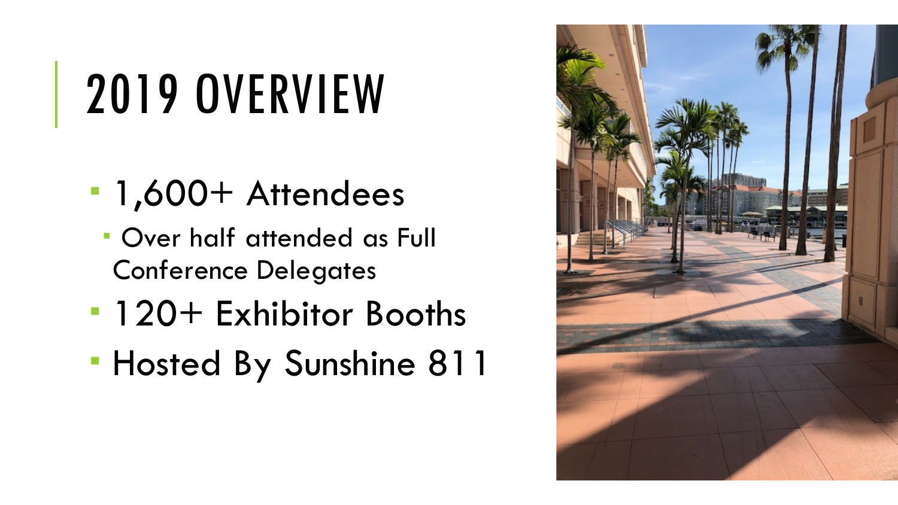# 2019 OVERVIEW

- 1,600+ Attendees
  - Over half attended as Full Conference Delegates
- 120+ Exhibitor Booths
- Hosted By Sunshine 811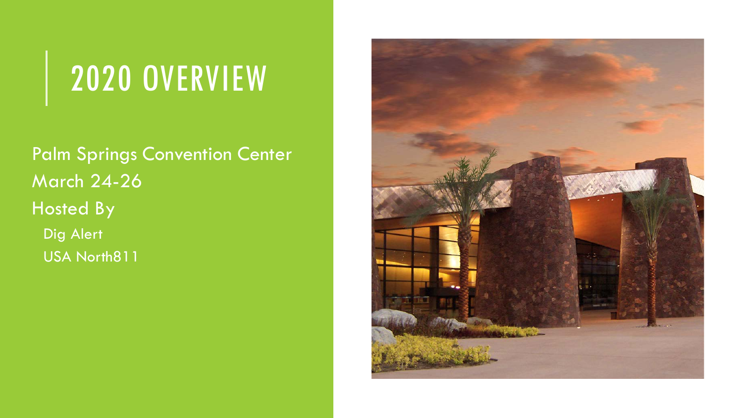# 2020 OVERVIEW

Palm Springs Convention Center

March 24-26

Hosted By

- Dig Alert
- USA North811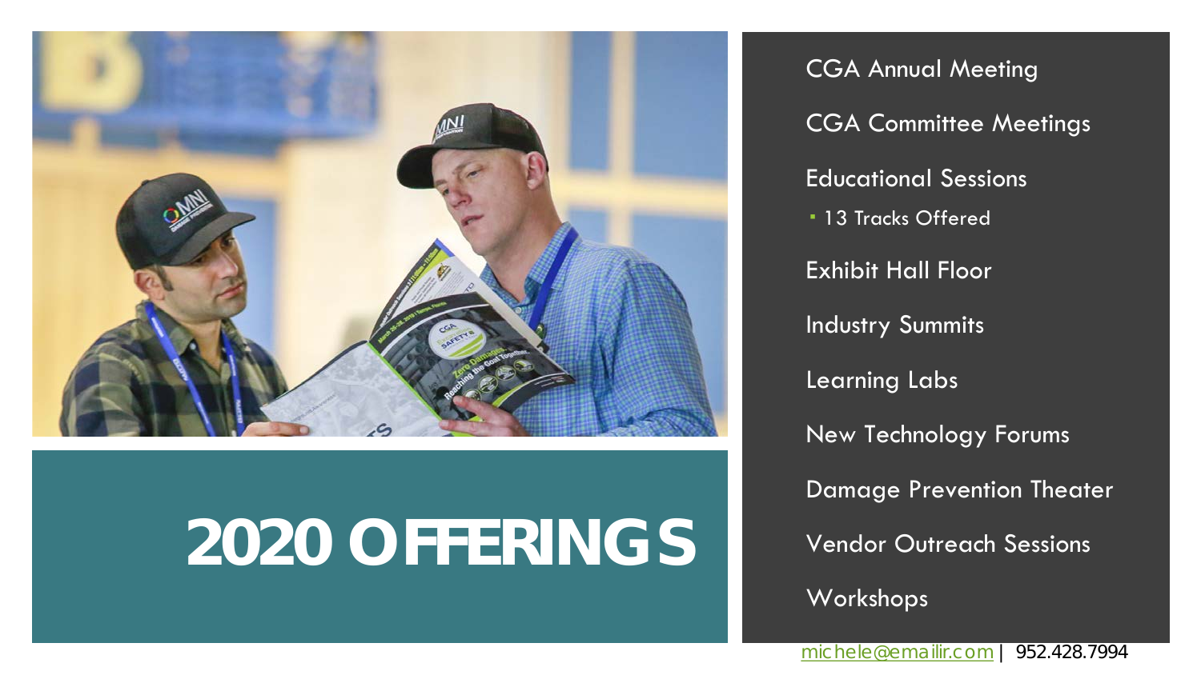# 2020 OFFERINGS

- CGA Annual Meeting
- CGA Committee Meetings
- Educational Sessions
  - 13 Tracks Offered
- Exhibit Hall Floor
- Industry Summits
- Learning Labs
- New Technology Forums
- Damage Prevention Theater
- Vendor Outreach Sessions
- Workshops

michele@emailir.com | 952.428.7994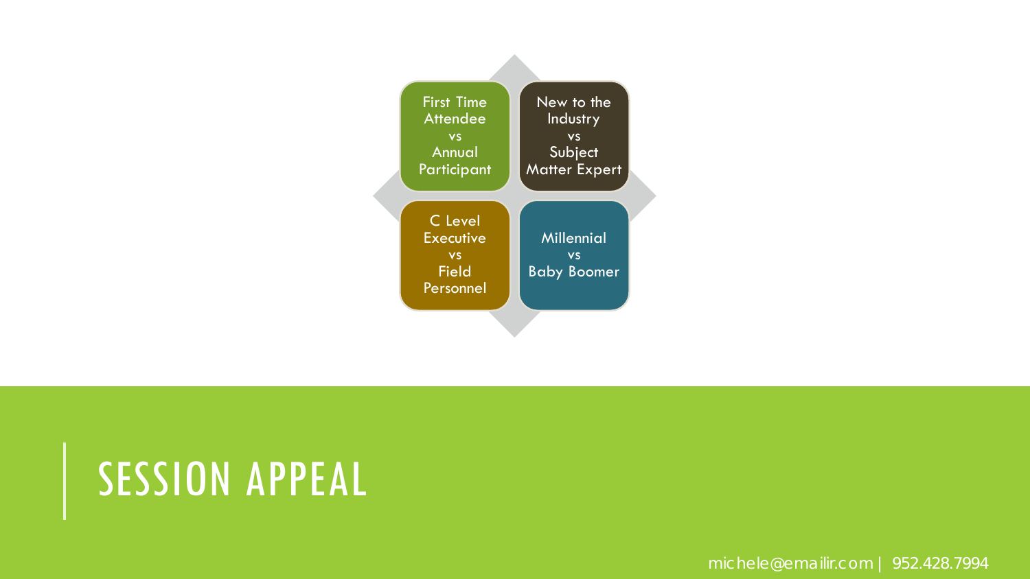First Time Attendee vs Annual Participant

New to the Industry vs Subject Matter Expert

C Level Executive vs Field Personnel

Millennial vs Baby Boomer

# SESSION APPEAL

michele@emailir.com | 952.428.7994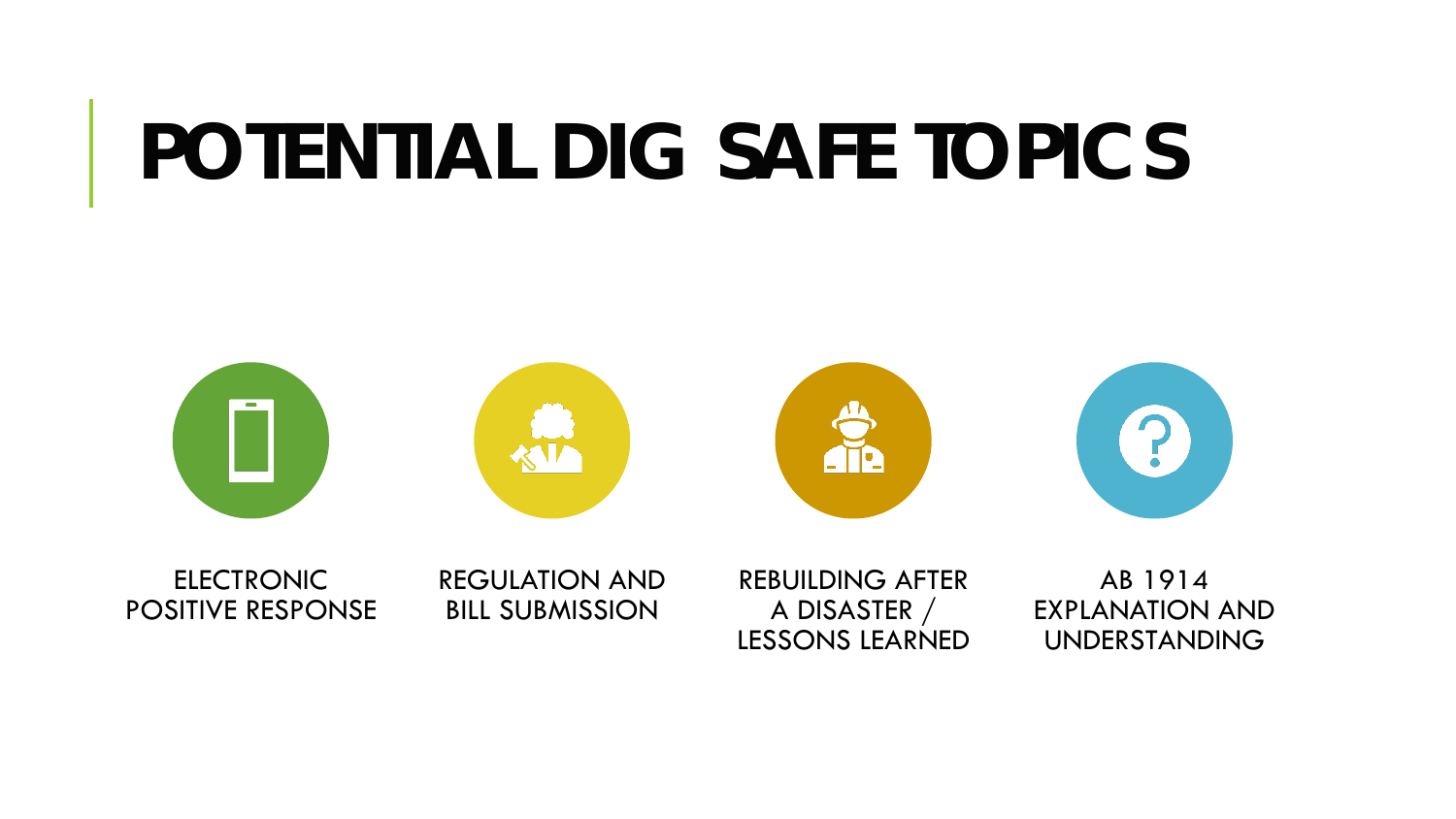# POTENTIAL DIG SAFE TOPICS

- ELECTRONIC POSITIVE RESPONSE
- REGULATION AND BILL SUBMISSION
- REBUILDING AFTER A DISASTER / LESSONS LEARNED
- AB 1914 EXPLANATION AND UNDERSTANDING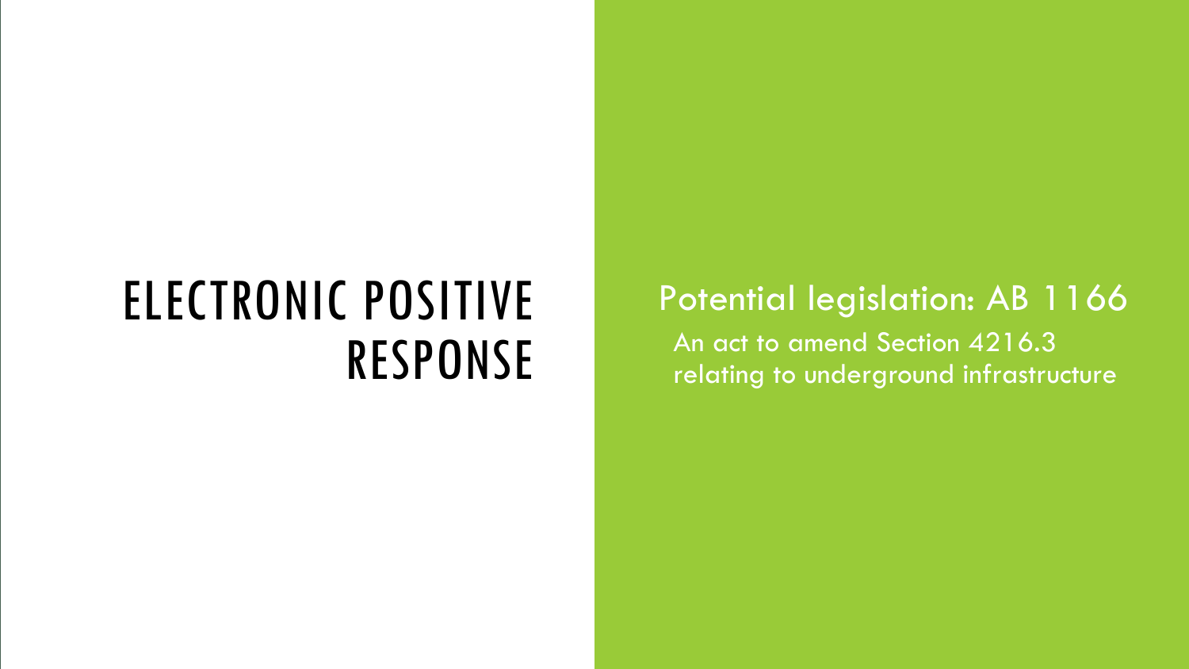# ELECTRONIC POSITIVE RESPONSE

## Potential legislation: AB 1166

An act to amend Section 4216.3 relating to underground infrastructure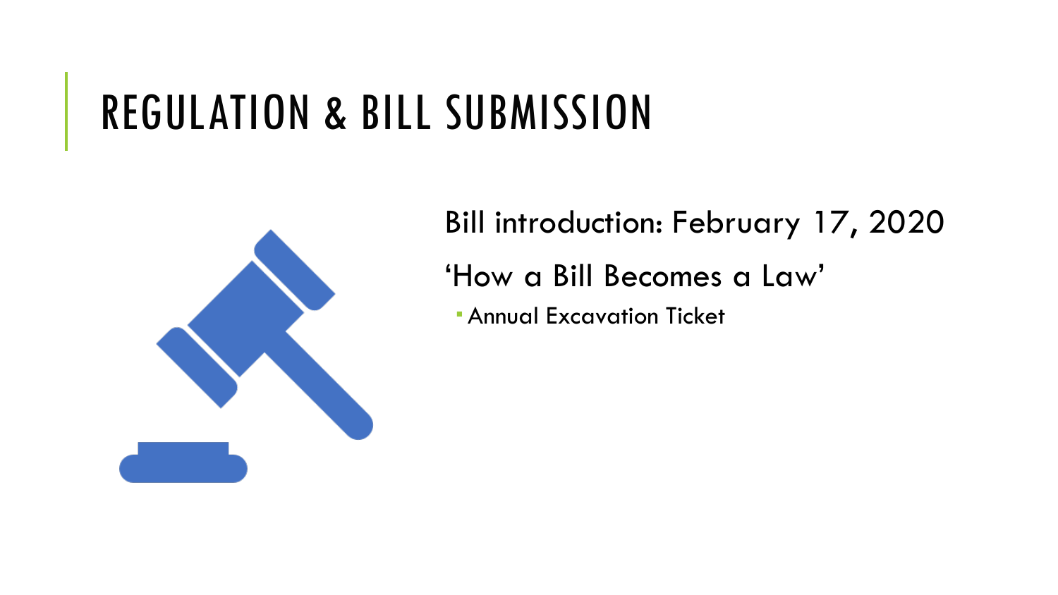# REGULATION & BILL SUBMISSION

Bill introduction: February 17, 2020

'How a Bill Becomes a Law'

- Annual Excavation Ticket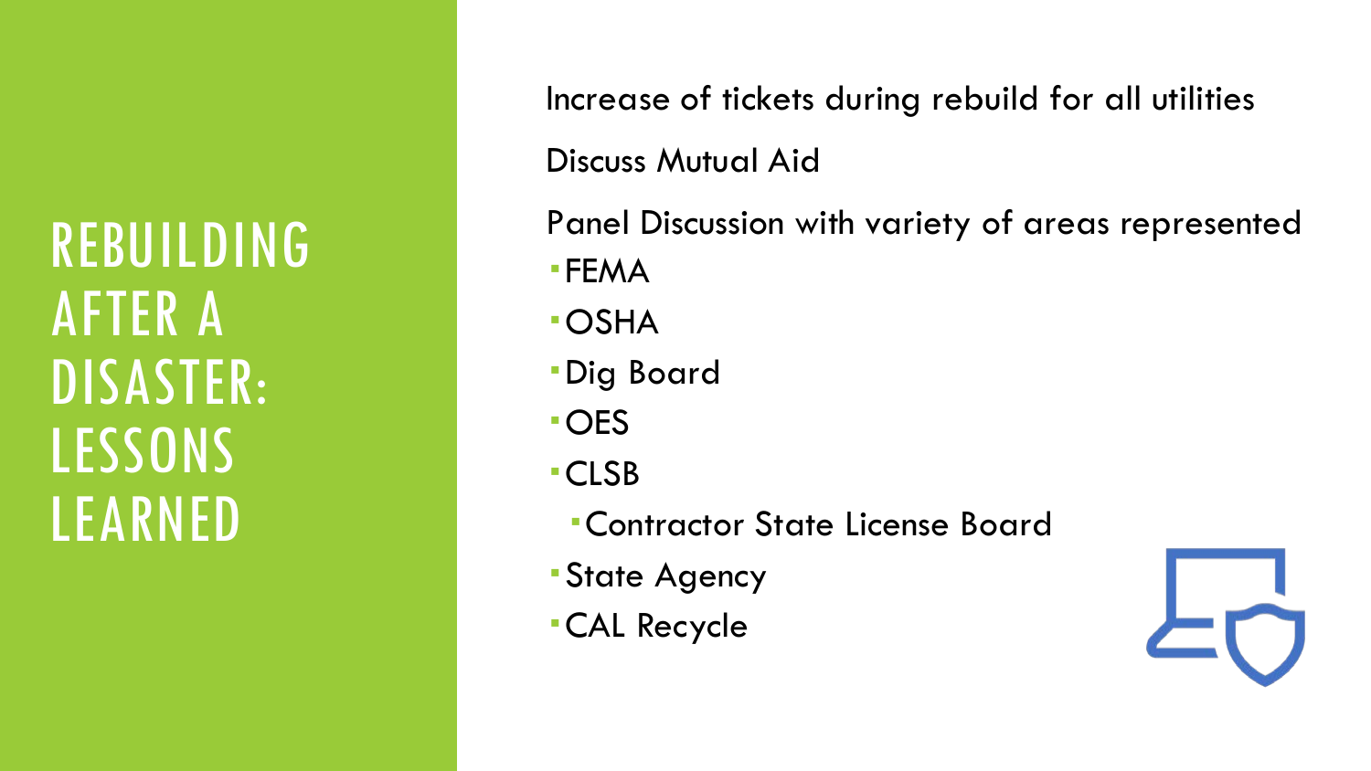# REBUILDING AFTER A DISASTER: LESSONS LEARNED

Increase of tickets during rebuild for all utilities

Discuss Mutual Aid

Panel Discussion with variety of areas represented

- FEMA
- OSHA
- Dig Board
- OES
- CLSB
  - Contractor State License Board
- State Agency
- CAL Recycle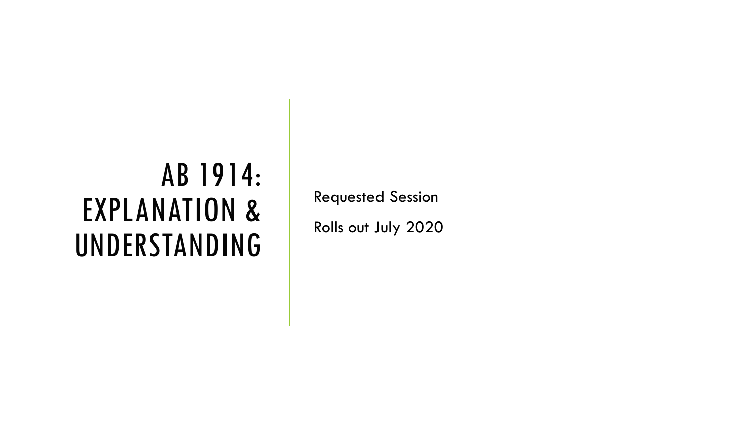# AB 1914: EXPLANATION & UNDERSTANDING

Requested Session

Rolls out July 2020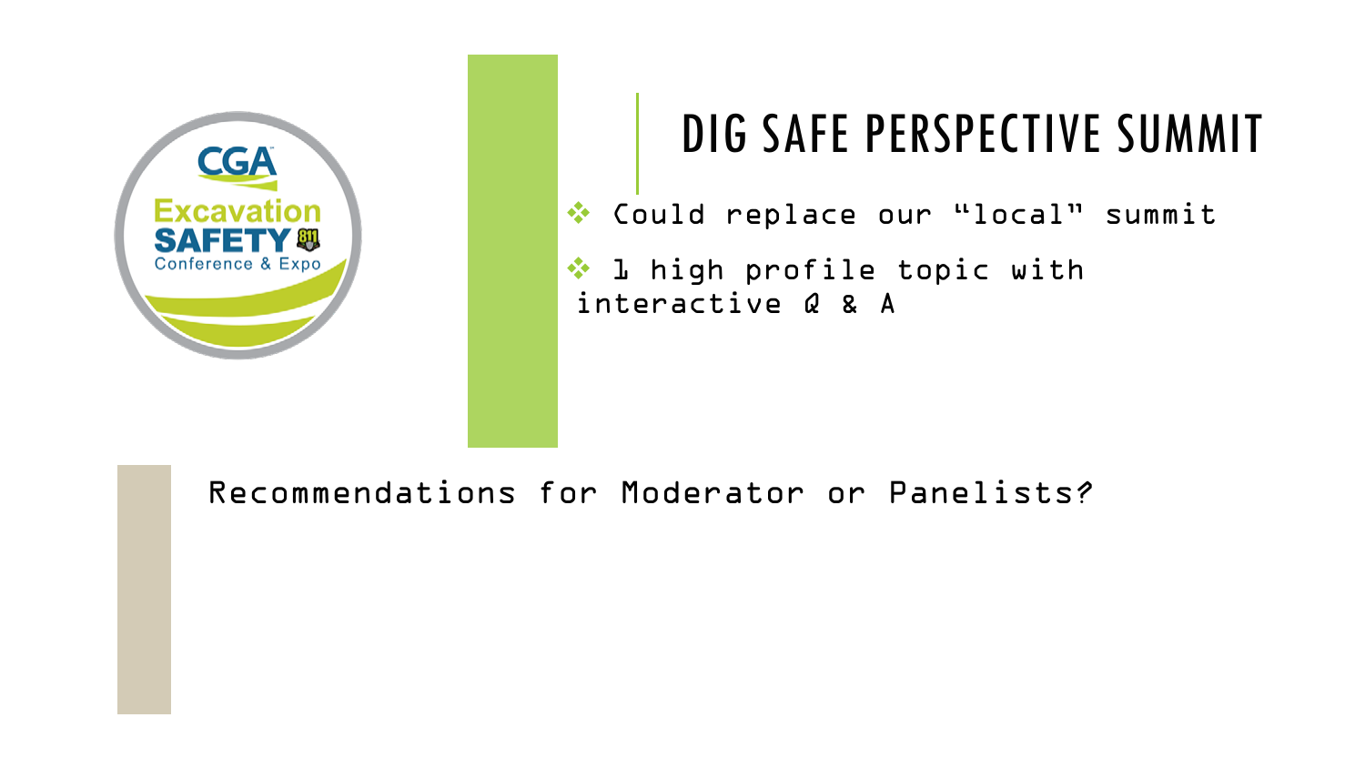# DIG SAFE PERSPECTIVE SUMMIT

- Could replace our "local" summit
- 1 high profile topic with interactive Q & A

Recommendations for Moderator or Panelists?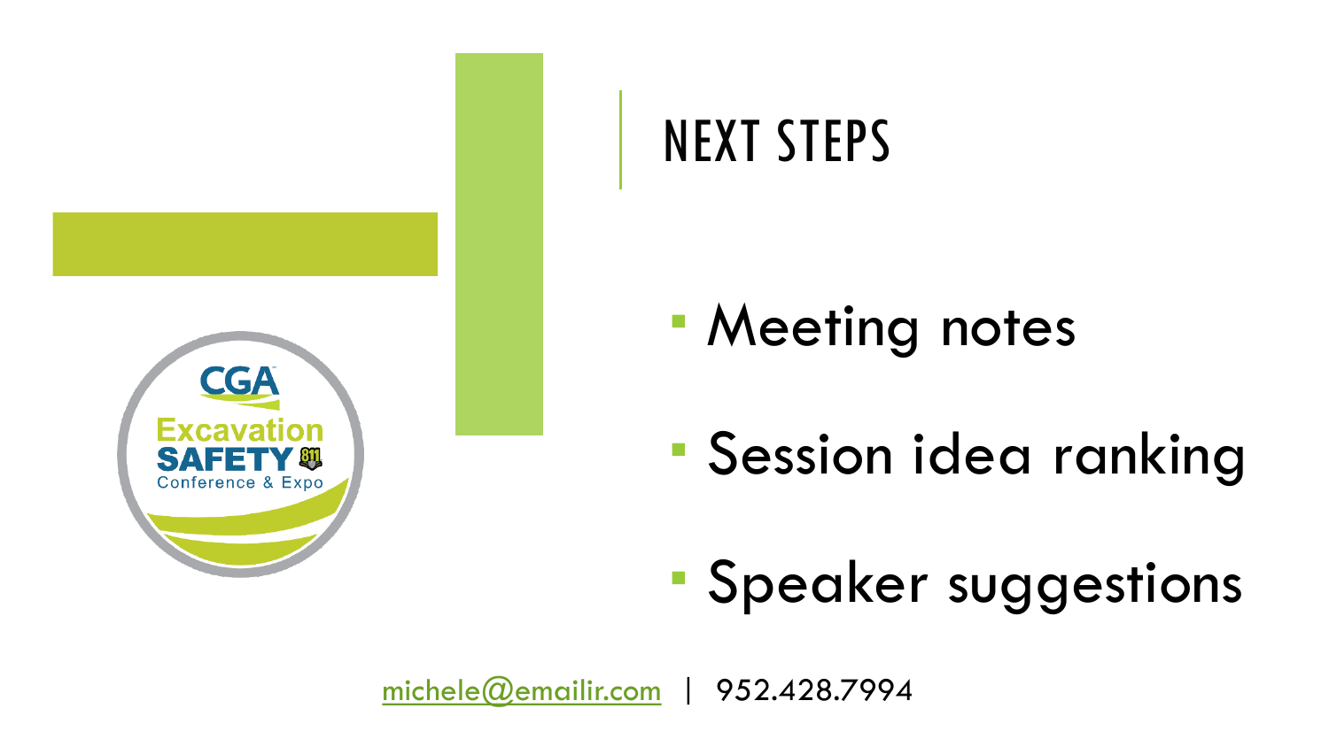# NEXT STEPS

- Meeting notes
- Session idea ranking
- Speaker suggestions

michele@emailir.com | 952.428.7994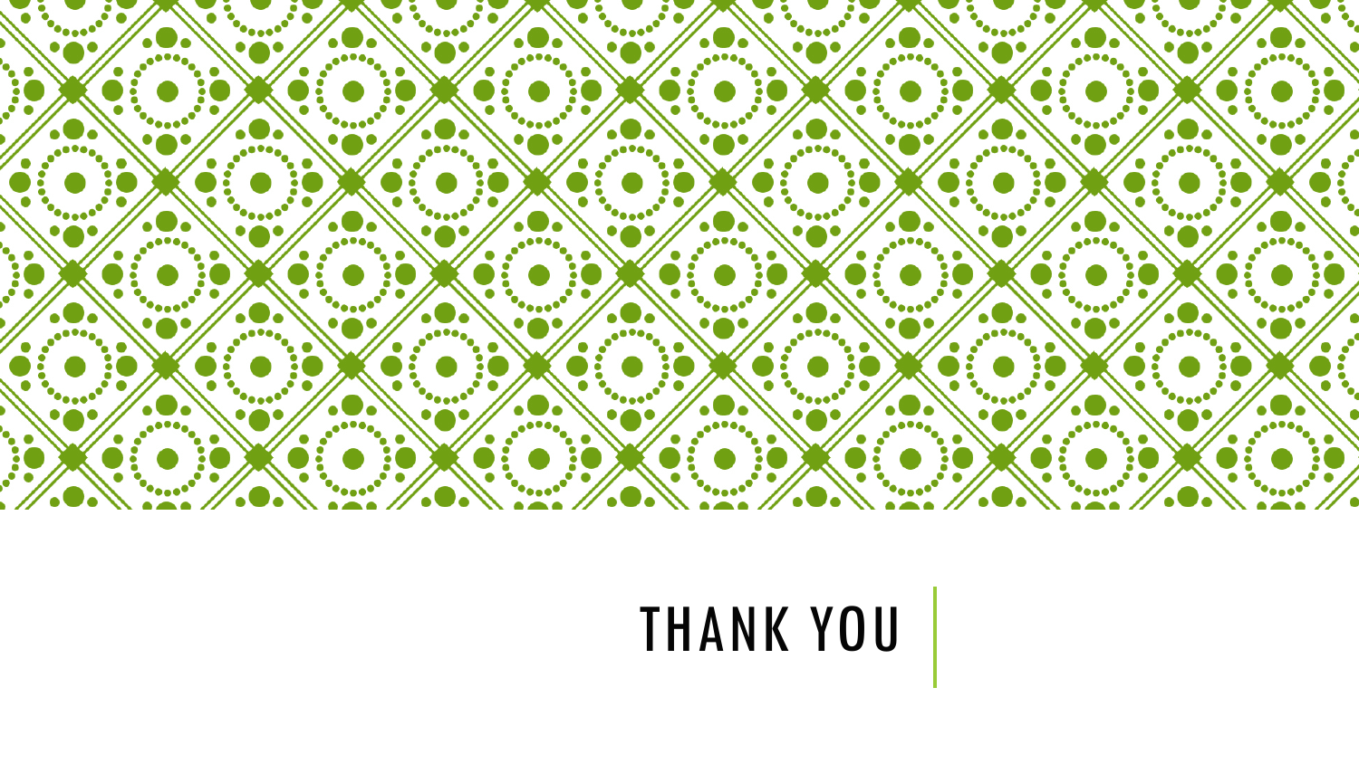# THANK YOU